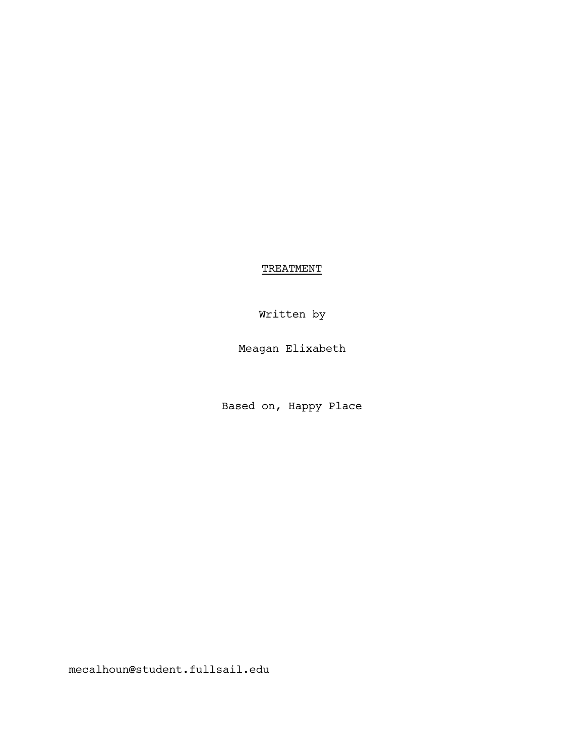# <u>TREATMENT</u>

Written by

Meagan Elixabeth

Based on, Happy Place

mecalhoun@student.fullsail.edu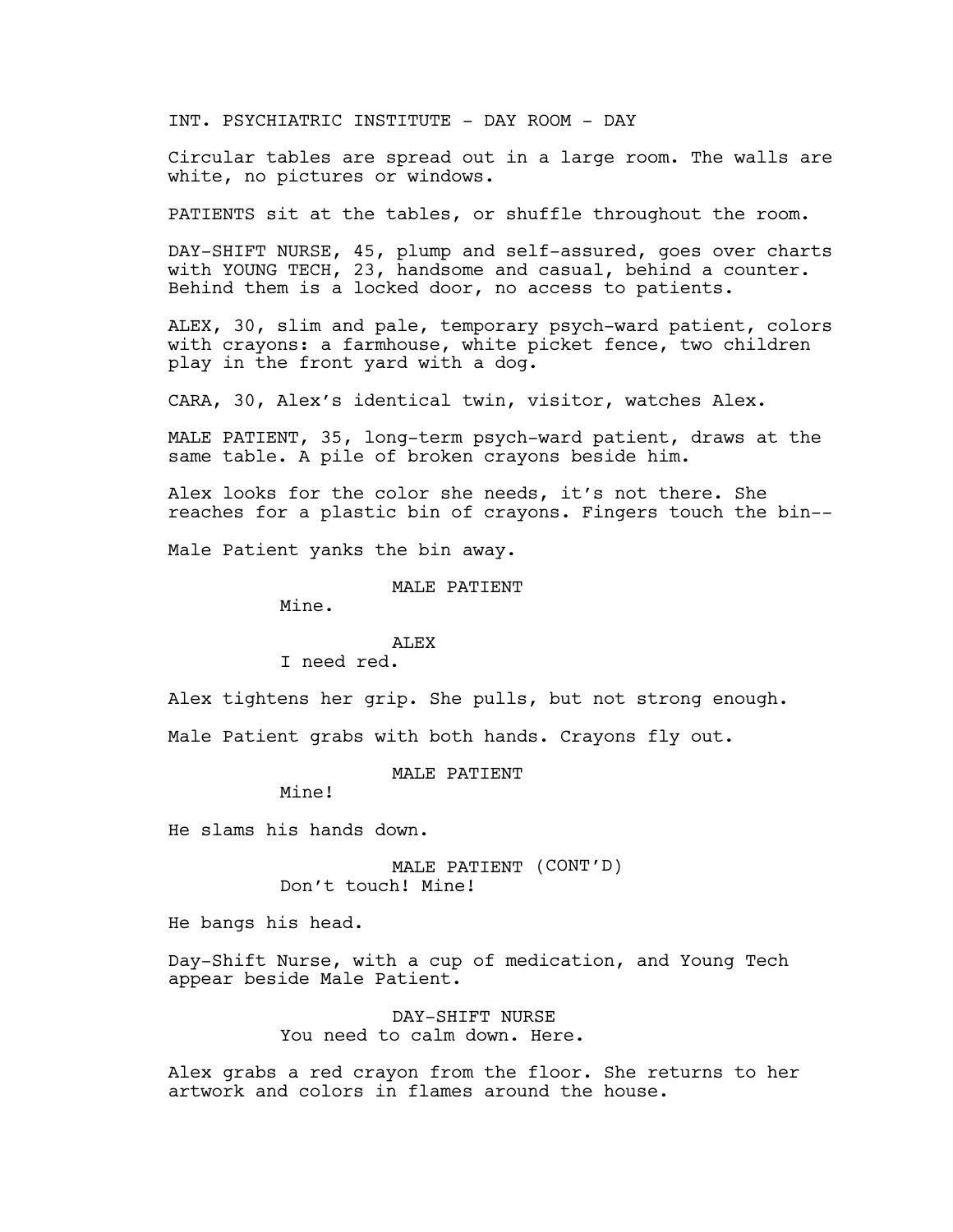INT. PSYCHIATRIC INSTITUTE - DAY ROOM - DAY

Circular tables are spread out in a large room. The walls are white, no pictures or windows.

PATIENTS sit at the tables, or shuffle throughout the room.

DAY-SHIFT NURSE, 45, plump and self-assured, goes over charts with YOUNG TECH, 23, handsome and casual, behind a counter. Behind them is a locked door, no access to patients.

ALEX, 30, slim and pale, temporary psych-ward patient, colors with crayons: a farmhouse, white picket fence, two children play in the front yard with a dog.

CARA, 30, Alex's identical twin, visitor, watches Alex.

MALE PATIENT, 35, long-term psych-ward patient, draws at the same table. A pile of broken crayons beside him.

Alex looks for the color she needs, it's not there. She reaches for a plastic bin of crayons. Fingers touch the bin--

Male Patient yanks the bin away.

MALE PATIENT
Mine.

ALEX
I need red.

Alex tightens her grip. She pulls, but not strong enough.

Male Patient grabs with both hands. Crayons fly out.

MALE PATIENT
Mine!

He slams his hands down.

MALE PATIENT (CONT'D)
Don't touch! Mine!

He bangs his head.

Day-Shift Nurse, with a cup of medication, and Young Tech appear beside Male Patient.

DAY-SHIFT NURSE
You need to calm down. Here.

Alex grabs a red crayon from the floor. She returns to her artwork and colors in flames around the house.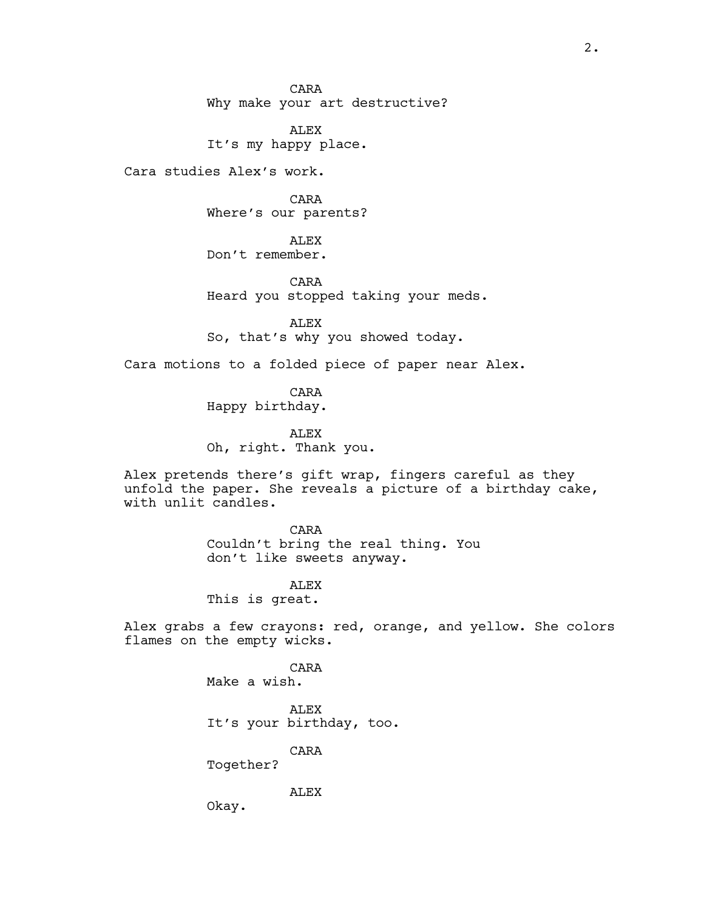CARA
Why make your art destructive?

ALEX
It's my happy place.

Cara studies Alex's work.

CARA
Where's our parents?

ALEX
Don't remember.

CARA
Heard you stopped taking your meds.

ALEX
So, that's why you showed today.

Cara motions to a folded piece of paper near Alex.

CARA
Happy birthday.

ALEX
Oh, right. Thank you.

Alex pretends there's gift wrap, fingers careful as they unfold the paper. She reveals a picture of a birthday cake, with unlit candles.

CARA
Couldn't bring the real thing. You don't like sweets anyway.

ALEX
This is great.

Alex grabs a few crayons: red, orange, and yellow. She colors flames on the empty wicks.

CARA
Make a wish.

ALEX
It's your birthday, too.

CARA
Together?

ALEX
Okay.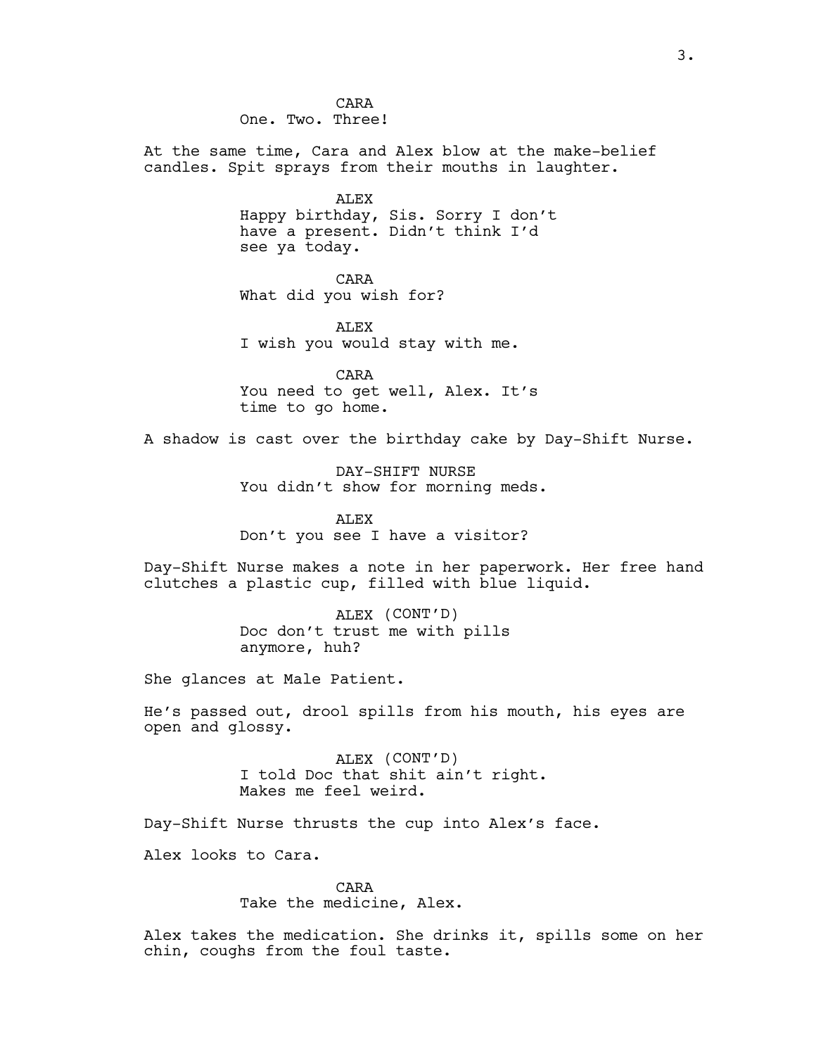CARA
One. Two. Three!

At the same time, Cara and Alex blow at the make-belief candles. Spit sprays from their mouths in laughter.

ALEX
Happy birthday, Sis. Sorry I don't have a present. Didn't think I'd see ya today.

CARA
What did you wish for?

ALEX
I wish you would stay with me.

CARA
You need to get well, Alex. It's time to go home.

A shadow is cast over the birthday cake by Day-Shift Nurse.

DAY-SHIFT NURSE
You didn't show for morning meds.

ALEX
Don't you see I have a visitor?

Day-Shift Nurse makes a note in her paperwork. Her free hand clutches a plastic cup, filled with blue liquid.

ALEX (CONT'D)
Doc don't trust me with pills anymore, huh?

She glances at Male Patient.

He's passed out, drool spills from his mouth, his eyes are open and glossy.

ALEX (CONT'D)
I told Doc that shit ain't right. Makes me feel weird.

Day-Shift Nurse thrusts the cup into Alex's face.

Alex looks to Cara.

CARA
Take the medicine, Alex.

Alex takes the medication. She drinks it, spills some on her chin, coughs from the foul taste.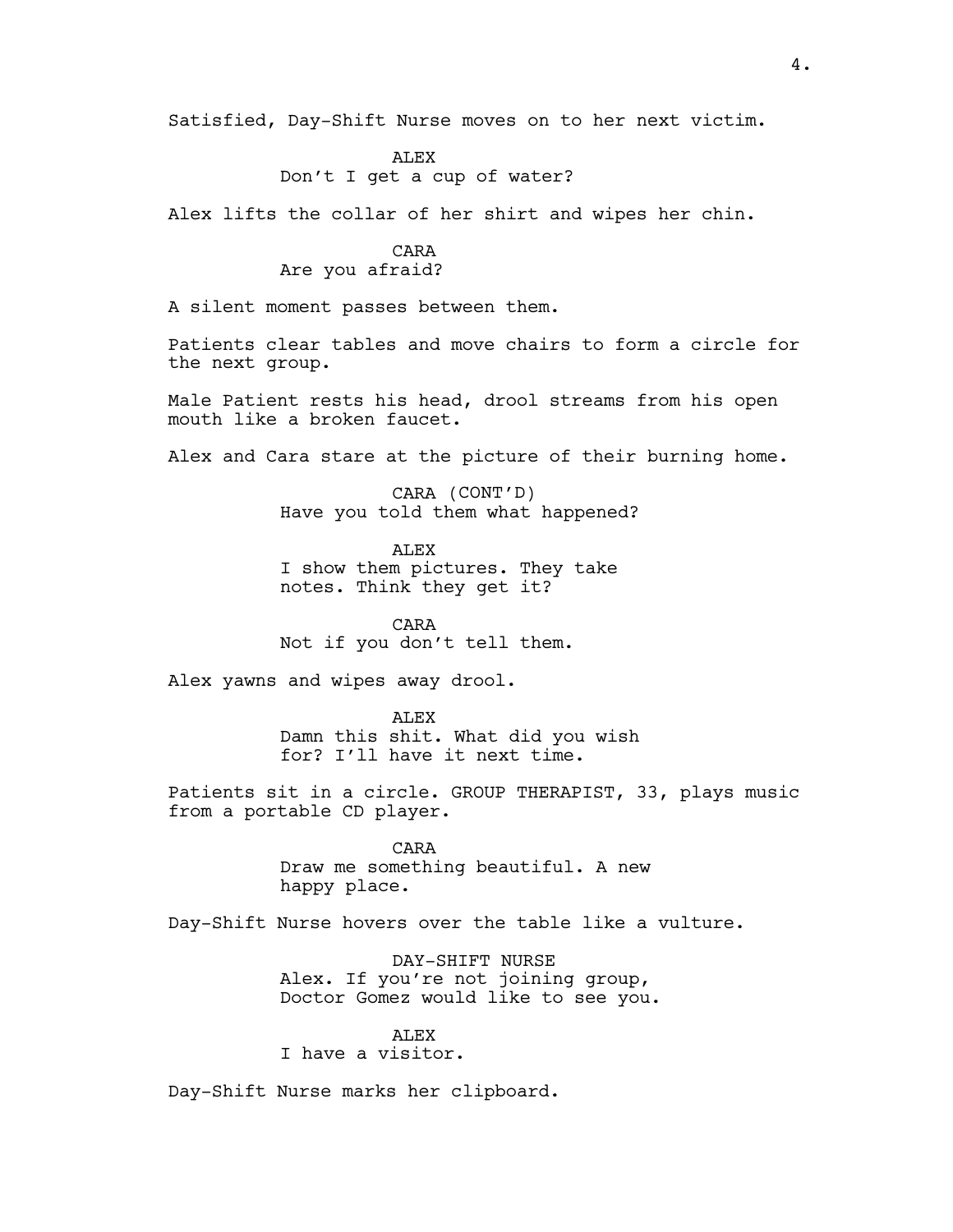Satisfied, Day-Shift Nurse moves on to her next victim.

ALEX
Don't I get a cup of water?

Alex lifts the collar of her shirt and wipes her chin.

CARA
Are you afraid?

A silent moment passes between them.

Patients clear tables and move chairs to form a circle for the next group.

Male Patient rests his head, drool streams from his open mouth like a broken faucet.

Alex and Cara stare at the picture of their burning home.

CARA (CONT'D)
Have you told them what happened?

ALEX
I show them pictures. They take notes. Think they get it?

CARA
Not if you don't tell them.

Alex yawns and wipes away drool.

ALEX
Damn this shit. What did you wish for? I'll have it next time.

Patients sit in a circle. GROUP THERAPIST, 33, plays music from a portable CD player.

CARA
Draw me something beautiful. A new happy place.

Day-Shift Nurse hovers over the table like a vulture.

DAY-SHIFT NURSE
Alex. If you're not joining group, Doctor Gomez would like to see you.

ALEX
I have a visitor.

Day-Shift Nurse marks her clipboard.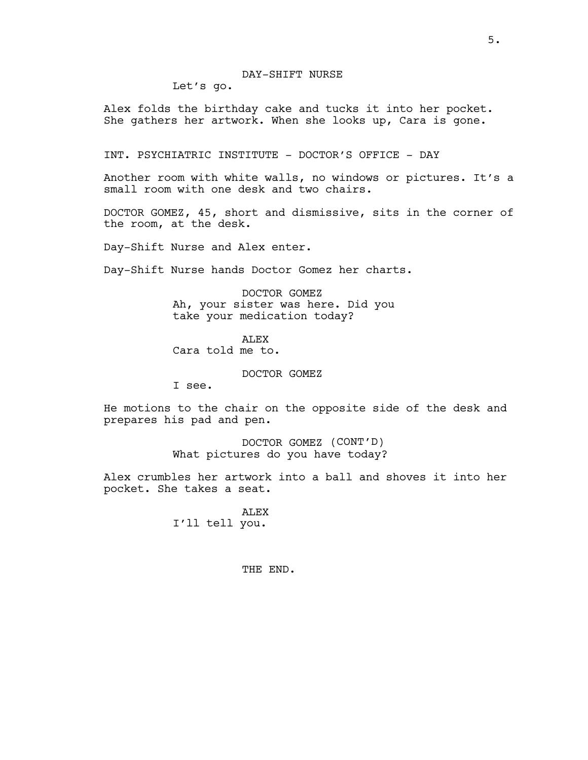DAY-SHIFT NURSE
Let's go.

Alex folds the birthday cake and tucks it into her pocket. She gathers her artwork. When she looks up, Cara is gone.

INT. PSYCHIATRIC INSTITUTE - DOCTOR'S OFFICE - DAY

Another room with white walls, no windows or pictures. It's a small room with one desk and two chairs.

DOCTOR GOMEZ, 45, short and dismissive, sits in the corner of the room, at the desk.

Day-Shift Nurse and Alex enter.

Day-Shift Nurse hands Doctor Gomez her charts.

DOCTOR GOMEZ
Ah, your sister was here. Did you take your medication today?

ALEX
Cara told me to.

DOCTOR GOMEZ
I see.

He motions to the chair on the opposite side of the desk and prepares his pad and pen.

DOCTOR GOMEZ (CONT'D)
What pictures do you have today?

Alex crumbles her artwork into a ball and shoves it into her pocket. She takes a seat.

ALEX
I'll tell you.

THE END.